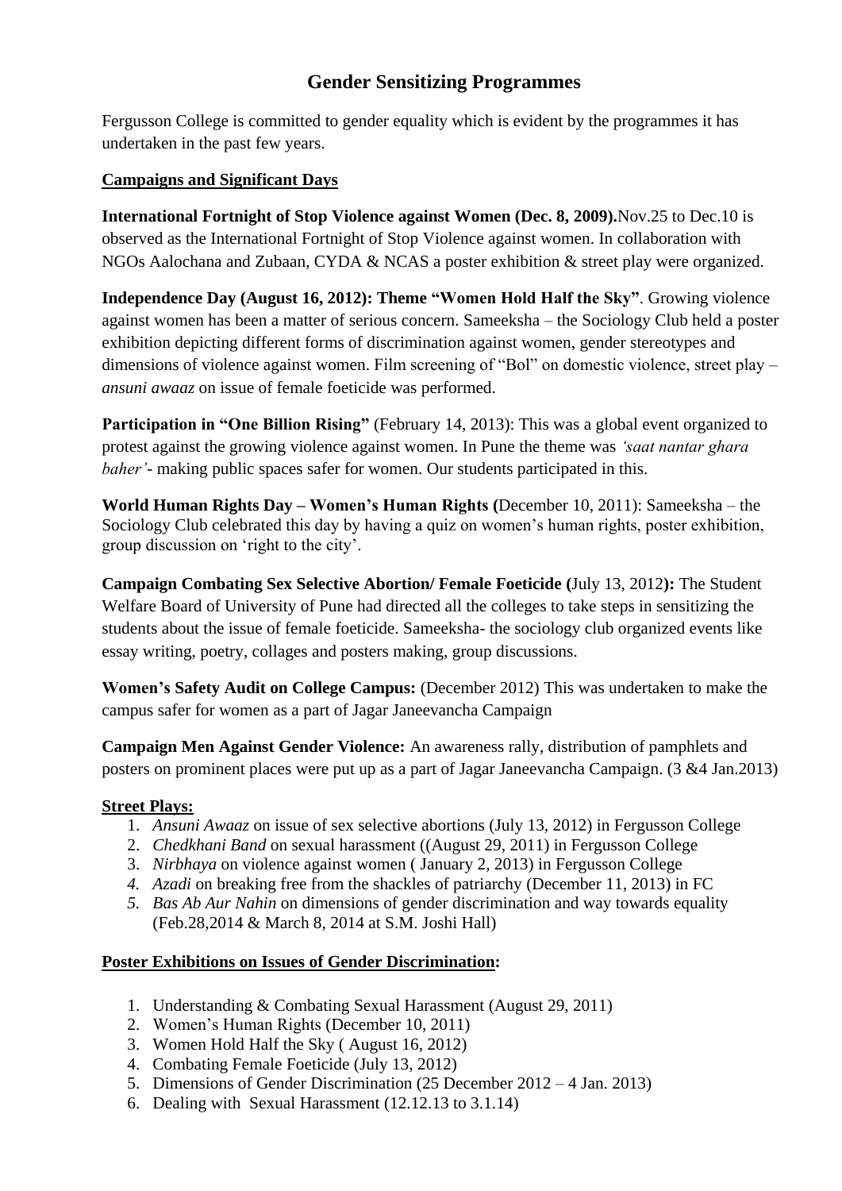# Gender Sensitizing Programmes

Fergusson College is committed to gender equality which is evident by the programmes it has undertaken in the past few years.

## Campaigns and Significant Days

**International Fortnight of Stop Violence against Women (Dec. 8, 2009).**Nov.25 to Dec.10 is observed as the International Fortnight of Stop Violence against women. In collaboration with NGOs Aalochana and Zubaan, CYDA & NCAS a poster exhibition & street play were organized.

**Independence Day (August 16, 2012): Theme "Women Hold Half the Sky"**. Growing violence against women has been a matter of serious concern. Sameeksha – the Sociology Club held a poster exhibition depicting different forms of discrimination against women, gender stereotypes and dimensions of violence against women. Film screening of "Bol" on domestic violence, street play – *ansuni awaaz* on issue of female foeticide was performed.

**Participation in "One Billion Rising"** (February 14, 2013): This was a global event organized to protest against the growing violence against women. In Pune the theme was *'saat nantar ghara baher'*- making public spaces safer for women. Our students participated in this.

**World Human Rights Day – Women's Human Rights (**December 10, 2011): Sameeksha – the Sociology Club celebrated this day by having a quiz on women's human rights, poster exhibition, group discussion on 'right to the city'.

**Campaign Combating Sex Selective Abortion/ Female Foeticide (**July 13, 2012**):** The Student Welfare Board of University of Pune had directed all the colleges to take steps in sensitizing the students about the issue of female foeticide. Sameeksha- the sociology club organized events like essay writing, poetry, collages and posters making, group discussions.

**Women's Safety Audit on College Campus:** (December 2012) This was undertaken to make the campus safer for women as a part of Jagar Janeevancha Campaign

**Campaign Men Against Gender Violence:** An awareness rally, distribution of pamphlets and posters on prominent places were put up as a part of Jagar Janeevancha Campaign. (3 &4 Jan.2013)

## Street Plays:

1. *Ansuni Awaaz* on issue of sex selective abortions (July 13, 2012) in Fergusson College
2. *Chedkhani Band* on sexual harassment ((August 29, 2011) in Fergusson College
3. *Nirbhaya* on violence against women ( January 2, 2013) in Fergusson College
4. *Azadi* on breaking free from the shackles of patriarchy (December 11, 2013) in FC
5. *Bas Ab Aur Nahin* on dimensions of gender discrimination and way towards equality (Feb.28,2014 & March 8, 2014 at S.M. Joshi Hall)

## Poster Exhibitions on Issues of Gender Discrimination:

1. Understanding & Combating Sexual Harassment (August 29, 2011)
2. Women's Human Rights (December 10, 2011)
3. Women Hold Half the Sky ( August 16, 2012)
4. Combating Female Foeticide (July 13, 2012)
5. Dimensions of Gender Discrimination (25 December 2012 – 4 Jan. 2013)
6. Dealing with Sexual Harassment (12.12.13 to 3.1.14)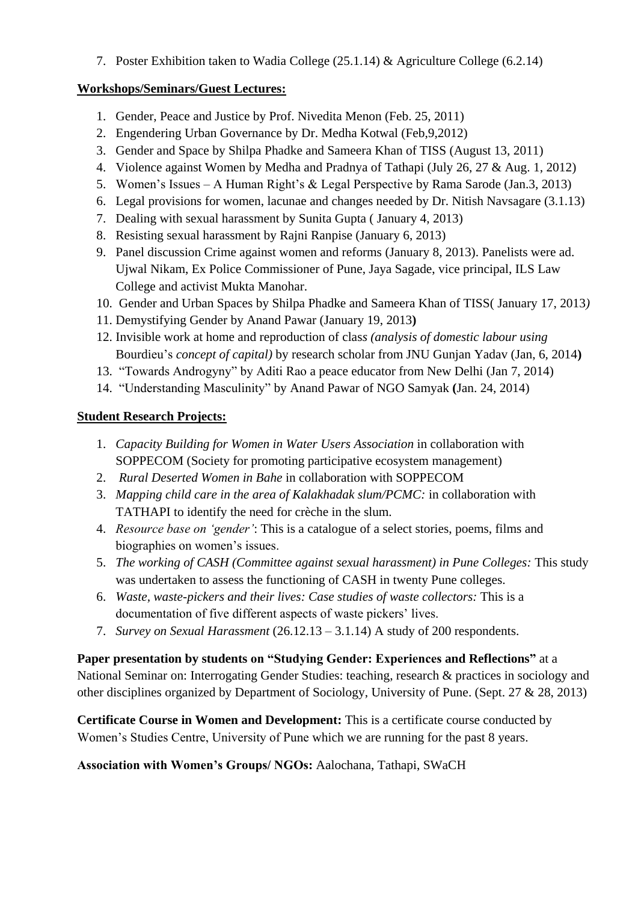7. Poster Exhibition taken to Wadia College (25.1.14) & Agriculture College (6.2.14)

**Workshops/Seminars/Guest Lectures:**

1. Gender, Peace and Justice by Prof. Nivedita Menon (Feb. 25, 2011)
2. Engendering Urban Governance by Dr. Medha Kotwal (Feb,9,2012)
3. Gender and Space by Shilpa Phadke and Sameera Khan of TISS (August 13, 2011)
4. Violence against Women by Medha and Pradnya of Tathapi (July 26, 27 & Aug. 1, 2012)
5. Women's Issues – A Human Right's & Legal Perspective by Rama Sarode (Jan.3, 2013)
6. Legal provisions for women, lacunae and changes needed by Dr. Nitish Navsagare (3.1.13)
7. Dealing with sexual harassment by Sunita Gupta ( January 4, 2013)
8. Resisting sexual harassment by Rajni Ranpise (January 6, 2013)
9. Panel discussion Crime against women and reforms (January 8, 2013). Panelists were ad. Ujwal Nikam, Ex Police Commissioner of Pune, Jaya Sagade, vice principal, ILS Law College and activist Mukta Manohar.
10. Gender and Urban Spaces by Shilpa Phadke and Sameera Khan of TISS( January 17, 2013)
11. Demystifying Gender by Anand Pawar (January 19, 2013)
12. Invisible work at home and reproduction of class *(analysis of domestic labour using* Bourdieu's *concept of capital)* by research scholar from JNU Gunjan Yadav (Jan, 6, 2014)
13. "Towards Androgyny" by Aditi Rao a peace educator from New Delhi (Jan 7, 2014)
14. "Understanding Masculinity" by Anand Pawar of NGO Samyak (Jan. 24, 2014)

**Student Research Projects:**

1. *Capacity Building for Women in Water Users Association* in collaboration with SOPPECOM (Society for promoting participative ecosystem management)
2. *Rural Deserted Women in Bahe* in collaboration with SOPPECOM
3. *Mapping child care in the area of Kalakhadak slum/PCMC:* in collaboration with TATHAPI to identify the need for crèche in the slum.
4. *Resource base on 'gender'*: This is a catalogue of a select stories, poems, films and biographies on women's issues.
5. *The working of CASH (Committee against sexual harassment) in Pune Colleges:* This study was undertaken to assess the functioning of CASH in twenty Pune colleges.
6. *Waste, waste-pickers and their lives: Case studies of waste collectors:* This is a documentation of five different aspects of waste pickers' lives.
7. *Survey on Sexual Harassment* (26.12.13 – 3.1.14) A study of 200 respondents.

**Paper presentation by students on "Studying Gender: Experiences and Reflections"** at a National Seminar on: Interrogating Gender Studies: teaching, research & practices in sociology and other disciplines organized by Department of Sociology, University of Pune. (Sept. 27 & 28, 2013)

**Certificate Course in Women and Development:** This is a certificate course conducted by Women's Studies Centre, University of Pune which we are running for the past 8 years.

**Association with Women's Groups/ NGOs:** Aalochana, Tathapi, SWaCH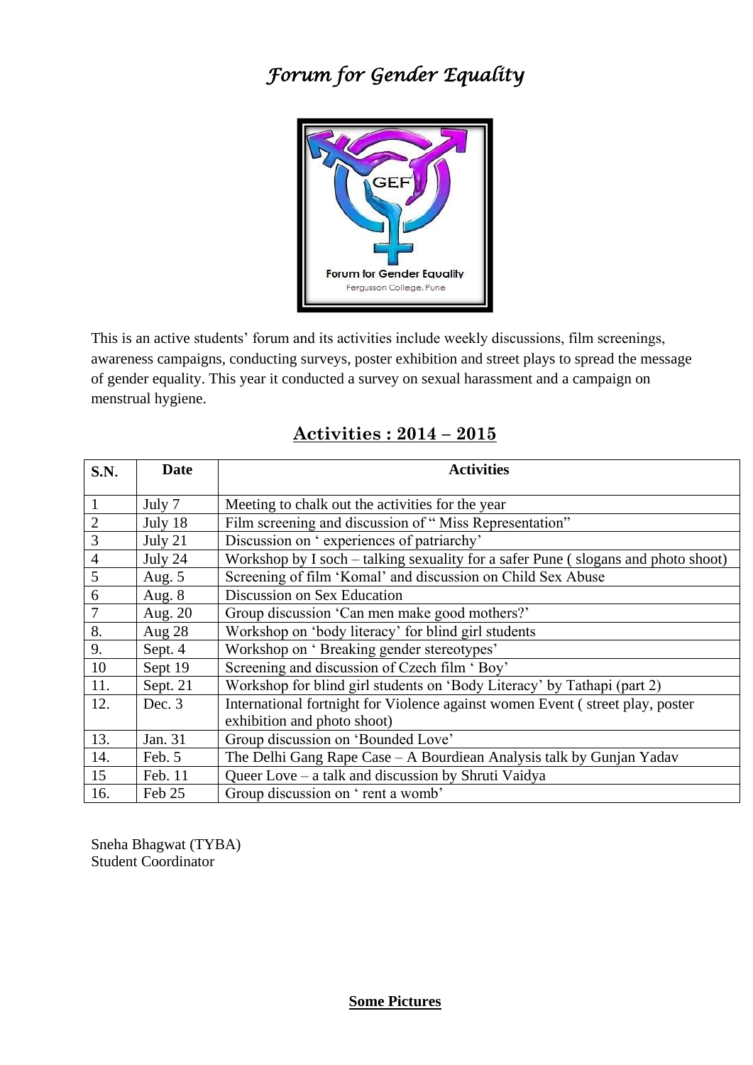# *Forum for Gender Equality*

This is an active students' forum and its activities include weekly discussions, film screenings, awareness campaigns, conducting surveys, poster exhibition and street plays to spread the message of gender equality. This year it conducted a survey on sexual harassment and a campaign on menstrual hygiene.

## Activities : 2014 – 2015

| S.N. | Date | Activities |
|---|---|---|
| 1 | July 7 | Meeting to chalk out the activities for the year |
| 2 | July 18 | Film screening and discussion of " Miss Representation" |
| 3 | July 21 | Discussion on ' experiences of patriarchy' |
| 4 | July 24 | Workshop by I soch – talking sexuality for a safer Pune ( slogans and photo shoot) |
| 5 | Aug. 5 | Screening of film 'Komal' and discussion on Child Sex Abuse |
| 6 | Aug. 8 | Discussion on Sex Education |
| 7 | Aug. 20 | Group discussion 'Can men make good mothers?' |
| 8. | Aug 28 | Workshop on 'body literacy' for blind girl students |
| 9. | Sept. 4 | Workshop on ' Breaking gender stereotypes' |
| 10 | Sept 19 | Screening and discussion of Czech film ' Boy' |
| 11. | Sept. 21 | Workshop for blind girl students on 'Body Literacy' by Tathapi (part 2) |
| 12. | Dec. 3 | International fortnight for Violence against women Event ( street play, poster exhibition and photo shoot) |
| 13. | Jan. 31 | Group discussion on 'Bounded Love' |
| 14. | Feb. 5 | The Delhi Gang Rape Case – A Bourdiean Analysis talk by Gunjan Yadav |
| 15 | Feb. 11 | Queer Love – a talk and discussion by Shruti Vaidya |
| 16. | Feb 25 | Group discussion on ' rent a womb' |

Sneha Bhagwat (TYBA)
Student Coordinator

**Some Pictures**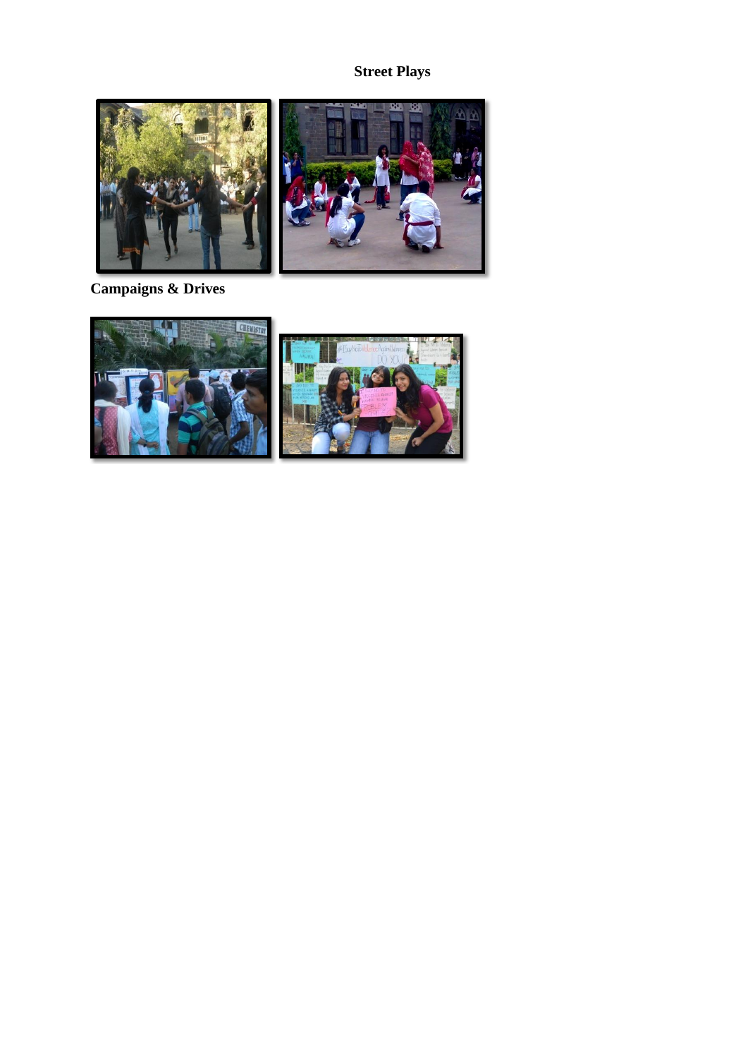**Street Plays**

**Campaigns & Drives**